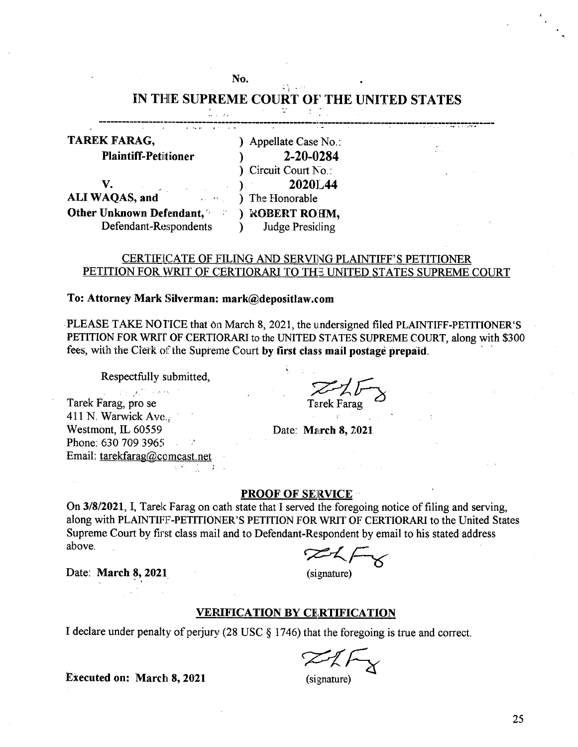No.

# IN THE SUPREME COURT OF THE UNITED STATES

| | |
|---|---|
| **TAREK FARAG,** | ) Appellate Case No.: |
| **Plaintiff-Petitioner** | ) **2-20-0284** |
| | ) Circuit Court No.: |
| **V.** | ) **2020L44** |
| **ALI WAQAS, and** | ) The Honorable |
| **Other Unknown Defendant,** | ) **ROBERT ROHM,** |
| Defendant-Respondents | ) Judge Presiding |

CERTIFICATE OF FILING AND SERVING PLAINTIFF'S PETITIONER PETITION FOR WRIT OF CERTIORARI TO THE UNITED STATES SUPREME COURT

**To: Attorney Mark Silverman: mark@depositlaw.com**

PLEASE TAKE NOTICE that on March 8, 2021, the undersigned filed PLAINTIFF-PETITIONER'S PETITION FOR WRIT OF CERTIORARI to the UNITED STATES SUPREME COURT, along with $300 fees, with the Clerk of the Supreme Court **by first class mail postage prepaid**.

Respectfully submitted,

Tarek Farag

Tarek Farag, pro se
411 N. Warwick Ave.,
Westmont, IL 60559
Phone: 630 709 3965
Email: tarekfarag@comcast.net

Date: **March 8, 2021**

## PROOF OF SERVICE

On **3/8/2021**, I, Tarek Farag on oath state that I served the foregoing notice of filing and serving, along with PLAINTIFF-PETITIONER'S PETITION FOR WRIT OF CERTIORARI to the United States Supreme Court by first class mail and to Defendant-Respondent by email to his stated address above.

Date: **March 8, 2021**

(signature)

## VERIFICATION BY CERTIFICATION

I declare under penalty of perjury (28 USC § 1746) that the foregoing is true and correct.

**Executed on: March 8, 2021**

(signature)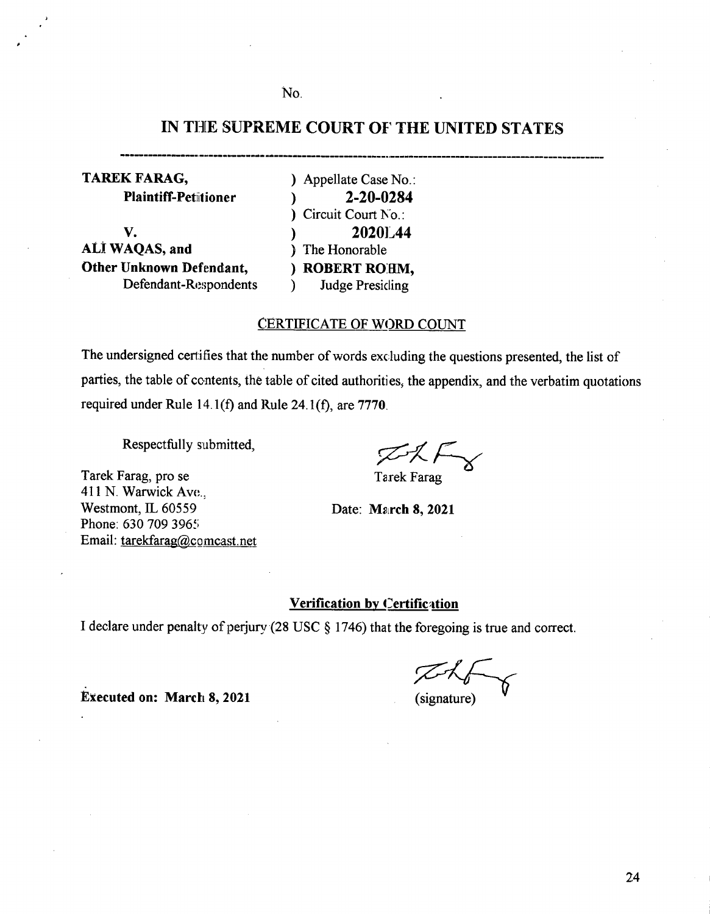No.

# IN THE SUPREME COURT OF THE UNITED STATES

| | |
|---|---|
| **TAREK FARAG,** | ) Appellate Case No.: |
| **Plaintiff-Petitioner** | ) **2-20-0284** |
| | ) Circuit Court No.: |
| **V.** | ) **2020L44** |
| **ALI WAQAS, and** | ) The Honorable |
| **Other Unknown Defendant,** | ) **ROBERT ROHM,** |
| Defendant-Respondents | ) Judge Presiding |

## CERTIFICATE OF WORD COUNT

The undersigned certifies that the number of words excluding the questions presented, the list of parties, the table of contents, the table of cited authorities, the appendix, and the verbatim quotations required under Rule 14.1(f) and Rule 24.1(f), are **7770**.

Respectfully submitted,

Tarek Farag

Tarek Farag, pro se
411 N. Warwick Ave.,
Westmont, IL 60559
Phone: 630 709 3965
Email: tarekfarag@comcast.net

Date: **March 8, 2021**

**Verification by Certification**

I declare under penalty of perjury (28 USC § 1746) that the foregoing is true and correct.

**Executed on: March 8, 2021**

(signature)